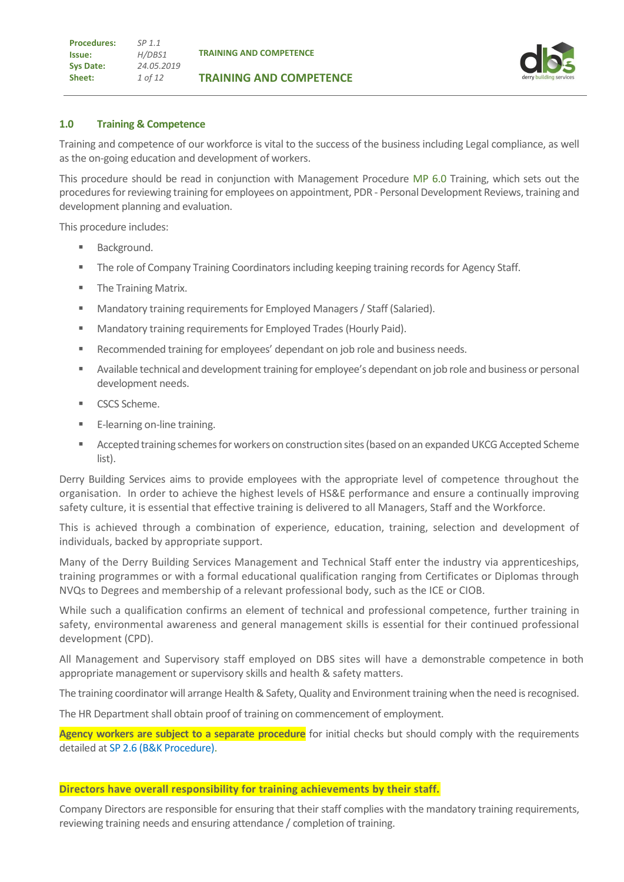## 1.0 Training & Competence

Training and competence of our workforce is vital to the success of the business including Legal compliance, as well as the on-going education and development of workers.

This procedure should be read in conjunction with Management Procedure MP 6.0 Training, which sets out the procedures for reviewing training for employees on appointment, PDR - Personal Development Reviews, training and development planning and evaluation.

This procedure includes:

- Background.
- The role of Company Training Coordinators including keeping training records for Agency Staff.
- The Training Matrix.
- Mandatory training requirements for Employed Managers / Staff (Salaried).
- Mandatory training requirements for Employed Trades (Hourly Paid).
- Recommended training for employees' dependant on job role and business needs.
- Available technical and development training for employee's dependant on job role and business or personal development needs.
- CSCS Scheme.
- E-learning on-line training.
- Accepted training schemes for workers on construction sites (based on an expanded UKCG Accepted Scheme list).

Derry Building Services aims to provide employees with the appropriate level of competence throughout the organisation. In order to achieve the highest levels of HS&E performance and ensure a continually improving safety culture, it is essential that effective training is delivered to all Managers, Staff and the Workforce.

This is achieved through a combination of experience, education, training, selection and development of individuals, backed by appropriate support.

Many of the Derry Building Services Management and Technical Staff enter the industry via apprenticeships, training programmes or with a formal educational qualification ranging from Certificates or Diplomas through NVQs to Degrees and membership of a relevant professional body, such as the ICE or CIOB.

While such a qualification confirms an element of technical and professional competence, further training in safety, environmental awareness and general management skills is essential for their continued professional development (CPD).

All Management and Supervisory staff employed on DBS sites will have a demonstrable competence in both appropriate management or supervisory skills and health & safety matters.

The training coordinator will arrange Health & Safety, Quality and Environment training when the need is recognised.

The HR Department shall obtain proof of training on commencement of employment.

**Agency workers are subject to a separate procedure** for initial checks but should comply with the requirements detailed at SP 2.6 (B&K Procedure).

**Directors have overall responsibility for training achievements by their staff.**

Company Directors are responsible for ensuring that their staff complies with the mandatory training requirements, reviewing training needs and ensuring attendance / completion of training.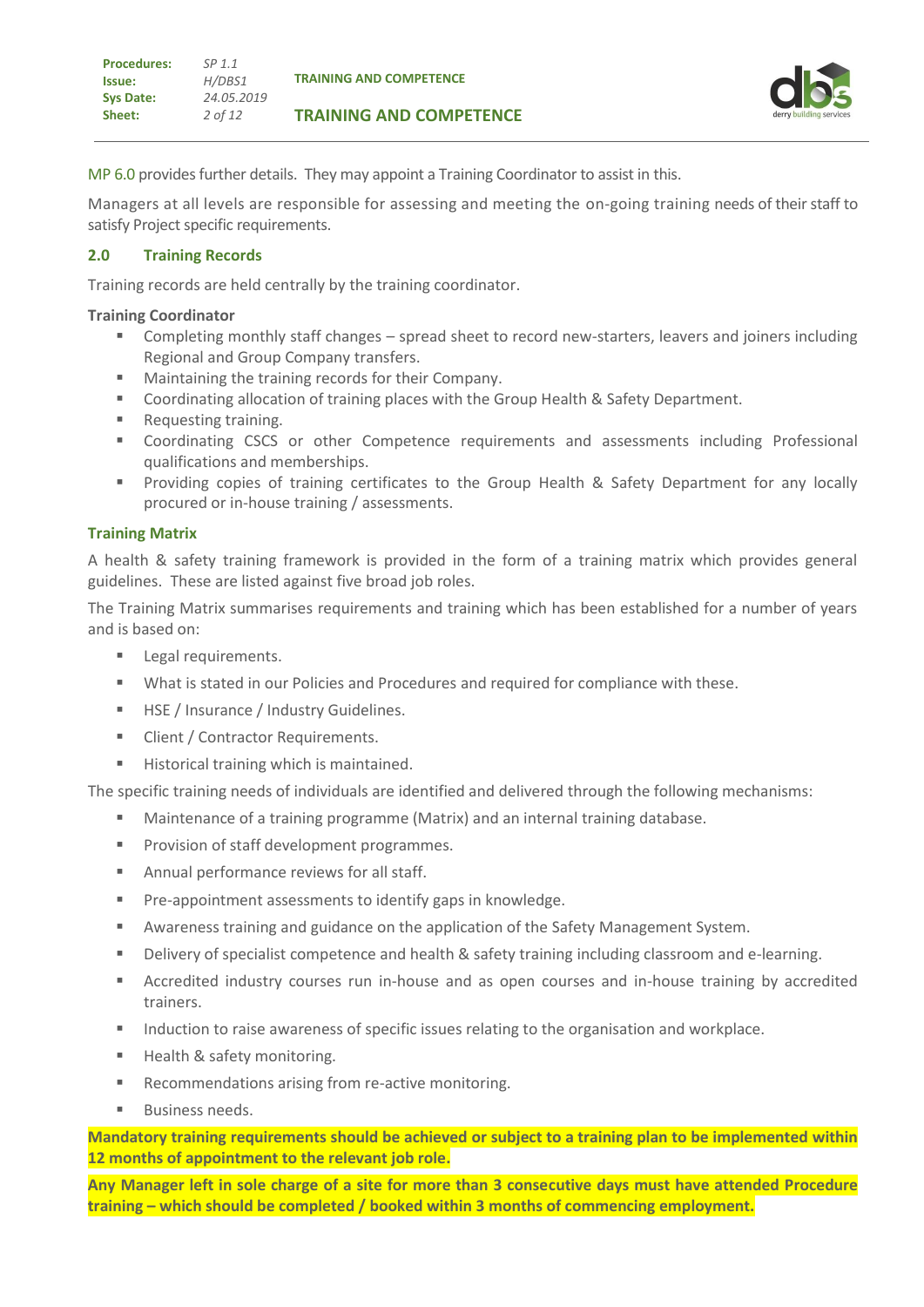MP 6.0 provides further details. They may appoint a Training Coordinator to assist in this.

Managers at all levels are responsible for assessing and meeting the on-going training needs of their staff to satisfy Project specific requirements.

## 2.0 Training Records

Training records are held centrally by the training coordinator.

**Training Coordinator**

- Completing monthly staff changes – spread sheet to record new-starters, leavers and joiners including Regional and Group Company transfers.
- Maintaining the training records for their Company.
- Coordinating allocation of training places with the Group Health & Safety Department.
- Requesting training.
- Coordinating CSCS or other Competence requirements and assessments including Professional qualifications and memberships.
- Providing copies of training certificates to the Group Health & Safety Department for any locally procured or in-house training / assessments.

### Training Matrix

A health & safety training framework is provided in the form of a training matrix which provides general guidelines. These are listed against five broad job roles.

The Training Matrix summarises requirements and training which has been established for a number of years and is based on:

- Legal requirements.
- What is stated in our Policies and Procedures and required for compliance with these.
- HSE / Insurance / Industry Guidelines.
- Client / Contractor Requirements.
- Historical training which is maintained.

The specific training needs of individuals are identified and delivered through the following mechanisms:

- Maintenance of a training programme (Matrix) and an internal training database.
- Provision of staff development programmes.
- Annual performance reviews for all staff.
- Pre-appointment assessments to identify gaps in knowledge.
- Awareness training and guidance on the application of the Safety Management System.
- Delivery of specialist competence and health & safety training including classroom and e-learning.
- Accredited industry courses run in-house and as open courses and in-house training by accredited trainers.
- Induction to raise awareness of specific issues relating to the organisation and workplace.
- Health & safety monitoring.
- Recommendations arising from re-active monitoring.
- Business needs.

**Mandatory training requirements should be achieved or subject to a training plan to be implemented within 12 months of appointment to the relevant job role.**

**Any Manager left in sole charge of a site for more than 3 consecutive days must have attended Procedure training – which should be completed / booked within 3 months of commencing employment.**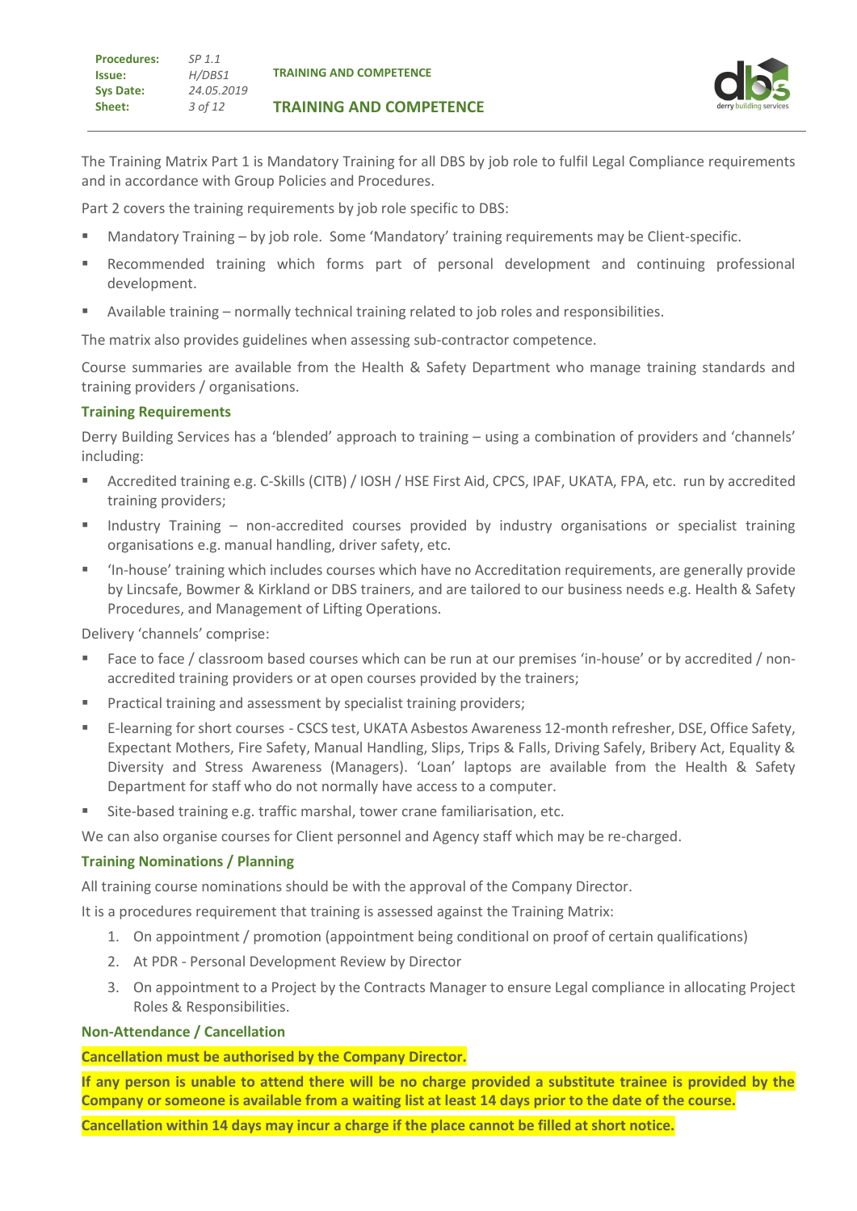The Training Matrix Part 1 is Mandatory Training for all DBS by job role to fulfil Legal Compliance requirements and in accordance with Group Policies and Procedures.

Part 2 covers the training requirements by job role specific to DBS:

- Mandatory Training – by job role. Some 'Mandatory' training requirements may be Client-specific.
- Recommended training which forms part of personal development and continuing professional development.
- Available training – normally technical training related to job roles and responsibilities.

The matrix also provides guidelines when assessing sub-contractor competence.

Course summaries are available from the Health & Safety Department who manage training standards and training providers / organisations.

### Training Requirements

Derry Building Services has a 'blended' approach to training – using a combination of providers and 'channels' including:

- Accredited training e.g. C-Skills (CITB) / IOSH / HSE First Aid, CPCS, IPAF, UKATA, FPA, etc. run by accredited training providers;
- Industry Training – non-accredited courses provided by industry organisations or specialist training organisations e.g. manual handling, driver safety, etc.
- 'In-house' training which includes courses which have no Accreditation requirements, are generally provide by Lincsafe, Bowmer & Kirkland or DBS trainers, and are tailored to our business needs e.g. Health & Safety Procedures, and Management of Lifting Operations.

Delivery 'channels' comprise:

- Face to face / classroom based courses which can be run at our premises 'in-house' or by accredited / non-accredited training providers or at open courses provided by the trainers;
- Practical training and assessment by specialist training providers;
- E-learning for short courses - CSCS test, UKATA Asbestos Awareness 12-month refresher, DSE, Office Safety, Expectant Mothers, Fire Safety, Manual Handling, Slips, Trips & Falls, Driving Safely, Bribery Act, Equality & Diversity and Stress Awareness (Managers). 'Loan' laptops are available from the Health & Safety Department for staff who do not normally have access to a computer.
- Site-based training e.g. traffic marshal, tower crane familiarisation, etc.

We can also organise courses for Client personnel and Agency staff which may be re-charged.

### Training Nominations / Planning

All training course nominations should be with the approval of the Company Director.

It is a procedures requirement that training is assessed against the Training Matrix:

1. On appointment / promotion (appointment being conditional on proof of certain qualifications)
2. At PDR - Personal Development Review by Director
3. On appointment to a Project by the Contracts Manager to ensure Legal compliance in allocating Project Roles & Responsibilities.

### Non-Attendance / Cancellation

**Cancellation must be authorised by the Company Director.**

**If any person is unable to attend there will be no charge provided a substitute trainee is provided by the Company or someone is available from a waiting list at least 14 days prior to the date of the course.**

**Cancellation within 14 days may incur a charge if the place cannot be filled at short notice.**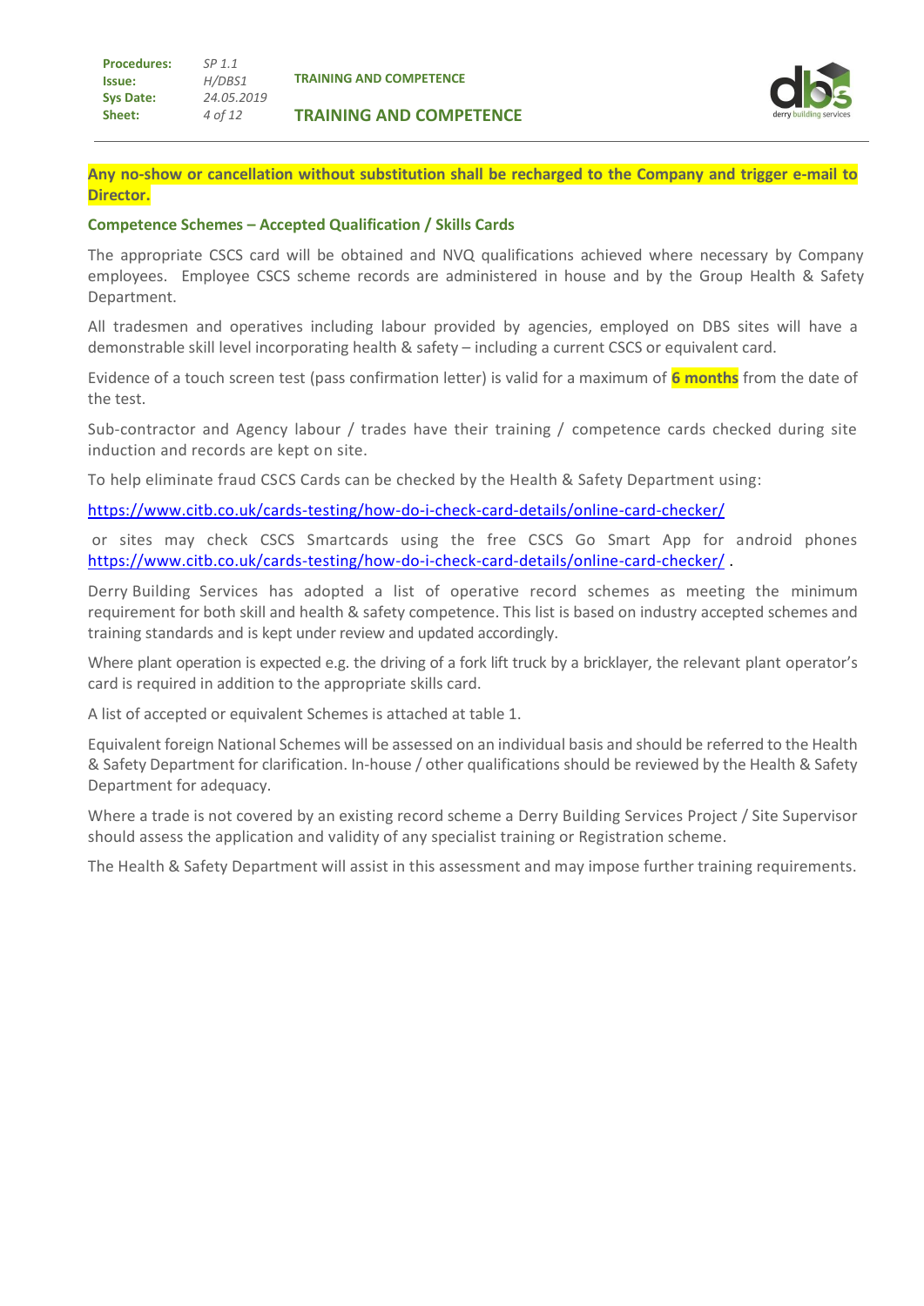**Any no-show or cancellation without substitution shall be recharged to the Company and trigger e-mail to Director.**

### Competence Schemes – Accepted Qualification / Skills Cards

The appropriate CSCS card will be obtained and NVQ qualifications achieved where necessary by Company employees. Employee CSCS scheme records are administered in house and by the Group Health & Safety Department.

All tradesmen and operatives including labour provided by agencies, employed on DBS sites will have a demonstrable skill level incorporating health & safety – including a current CSCS or equivalent card.

Evidence of a touch screen test (pass confirmation letter) is valid for a maximum of **6 months** from the date of the test.

Sub-contractor and Agency labour / trades have their training / competence cards checked during site induction and records are kept on site.

To help eliminate fraud CSCS Cards can be checked by the Health & Safety Department using:

https://www.citb.co.uk/cards-testing/how-do-i-check-card-details/online-card-checker/

or sites may check CSCS Smartcards using the free CSCS Go Smart App for android phones https://www.citb.co.uk/cards-testing/how-do-i-check-card-details/online-card-checker/ .

Derry Building Services has adopted a list of operative record schemes as meeting the minimum requirement for both skill and health & safety competence. This list is based on industry accepted schemes and training standards and is kept under review and updated accordingly.

Where plant operation is expected e.g. the driving of a fork lift truck by a bricklayer, the relevant plant operator's card is required in addition to the appropriate skills card.

A list of accepted or equivalent Schemes is attached at table 1.

Equivalent foreign National Schemes will be assessed on an individual basis and should be referred to the Health & Safety Department for clarification. In-house / other qualifications should be reviewed by the Health & Safety Department for adequacy.

Where a trade is not covered by an existing record scheme a Derry Building Services Project / Site Supervisor should assess the application and validity of any specialist training or Registration scheme.

The Health & Safety Department will assist in this assessment and may impose further training requirements.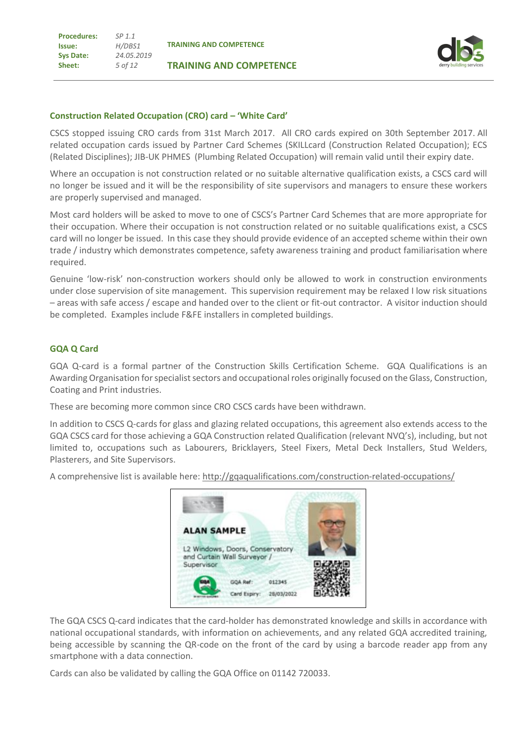### Construction Related Occupation (CRO) card – 'White Card'

CSCS stopped issuing CRO cards from 31st March 2017. All CRO cards expired on 30th September 2017. All related occupation cards issued by Partner Card Schemes (SKILLcard (Construction Related Occupation); ECS (Related Disciplines); JIB-UK PHMES (Plumbing Related Occupation) will remain valid until their expiry date.

Where an occupation is not construction related or no suitable alternative qualification exists, a CSCS card will no longer be issued and it will be the responsibility of site supervisors and managers to ensure these workers are properly supervised and managed.

Most card holders will be asked to move to one of CSCS's Partner Card Schemes that are more appropriate for their occupation. Where their occupation is not construction related or no suitable qualifications exist, a CSCS card will no longer be issued. In this case they should provide evidence of an accepted scheme within their own trade / industry which demonstrates competence, safety awareness training and product familiarisation where required.

Genuine 'low-risk' non-construction workers should only be allowed to work in construction environments under close supervision of site management. This supervision requirement may be relaxed I low risk situations – areas with safe access / escape and handed over to the client or fit-out contractor. A visitor induction should be completed. Examples include F&FE installers in completed buildings.

### GQA Q Card

GQA Q-card is a formal partner of the Construction Skills Certification Scheme. GQA Qualifications is an Awarding Organisation for specialist sectors and occupational roles originally focused on the Glass, Construction, Coating and Print industries.

These are becoming more common since CRO CSCS cards have been withdrawn.

In addition to CSCS Q-cards for glass and glazing related occupations, this agreement also extends access to the GQA CSCS card for those achieving a GQA Construction related Qualification (relevant NVQ's), including, but not limited to, occupations such as Labourers, Bricklayers, Steel Fixers, Metal Deck Installers, Stud Welders, Plasterers, and Site Supervisors.

A comprehensive list is available here: http://gqaqualifications.com/construction-related-occupations/

The GQA CSCS Q-card indicates that the card-holder has demonstrated knowledge and skills in accordance with national occupational standards, with information on achievements, and any related GQA accredited training, being accessible by scanning the QR-code on the front of the card by using a barcode reader app from any smartphone with a data connection.

Cards can also be validated by calling the GQA Office on 01142 720033.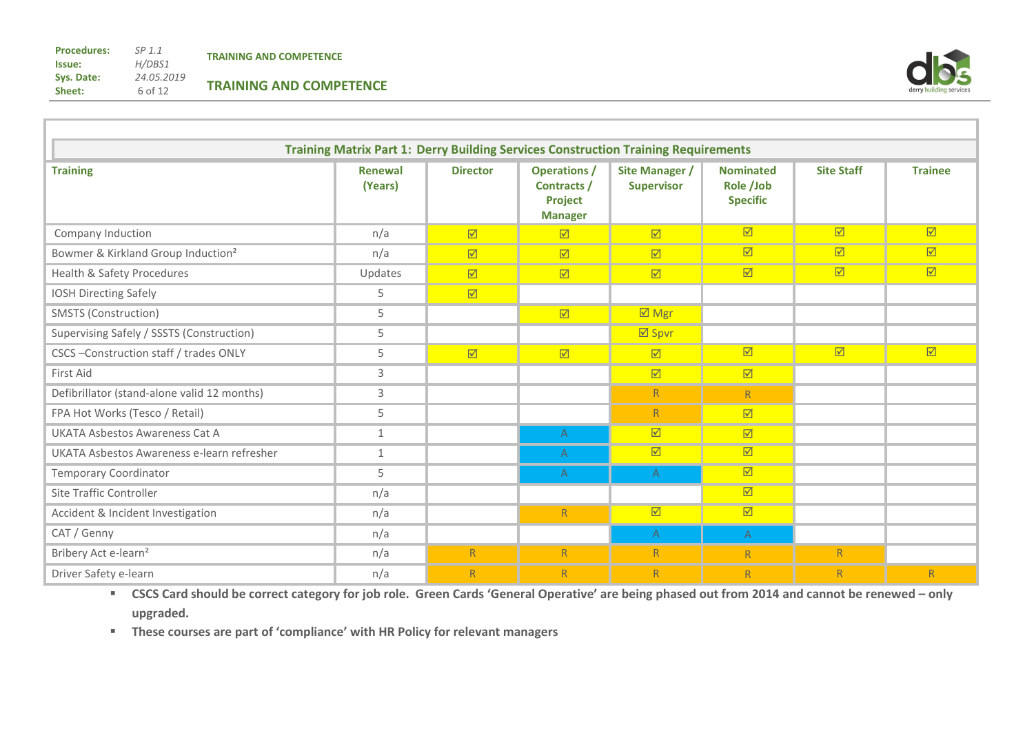| Training Matrix Part 1: Derry Building Services Construction Training Requirements | | | | | | | |
|---|---|---|---|---|---|---|---|
| **Training** | **Renewal (Years)** | **Director** | **Operations / Contracts / Project Manager** | **Site Manager / Supervisor** | **Nominated Role /Job Specific** | **Site Staff** | **Trainee** |
| Company Induction | n/a | ☑ | ☑ | ☑ | ☑ | ☑ | ☑ |
| Bowmer & Kirkland Group Induction[2] | n/a | ☑ | ☑ | ☑ | ☑ | ☑ | ☑ |
| Health & Safety Procedures | Updates | ☑ | ☑ | ☑ | ☑ | ☑ | ☑ |
| IOSH Directing Safely | 5 | ☑ | | | | | |
| SMSTS (Construction) | 5 | | ☑ | ☑ Mgr | | | |
| Supervising Safely / SSSTS (Construction) | 5 | | | ☑ Spvr | | | |
| CSCS –Construction staff / trades ONLY | 5 | ☑ | ☑ | ☑ | ☑ | ☑ | ☑ |
| First Aid | 3 | | | ☑ | ☑ | | |
| Defibrillator (stand-alone valid 12 months) | 3 | | | R | R | | |
| FPA Hot Works (Tesco / Retail) | 5 | | | R | ☑ | | |
| UKATA Asbestos Awareness Cat A | 1 | | A | ☑ | ☑ | | |
| UKATA Asbestos Awareness e-learn refresher | 1 | | A | ☑ | ☑ | | |
| Temporary Coordinator | 5 | | A | A | ☑ | | |
| Site Traffic Controller | n/a | | | | ☑ | | |
| Accident & Incident Investigation | n/a | | R | ☑ | ☑ | | |
| CAT / Genny | n/a | | | A | A | | |
| Bribery Act e-learn[2] | n/a | R | R | R | R | R | |
| Driver Safety e-learn | n/a | R | R | R | R | R | R |

- **CSCS Card should be correct category for job role. Green Cards 'General Operative' are being phased out from 2014 and cannot be renewed – only upgraded.**
- **These courses are part of 'compliance' with HR Policy for relevant managers**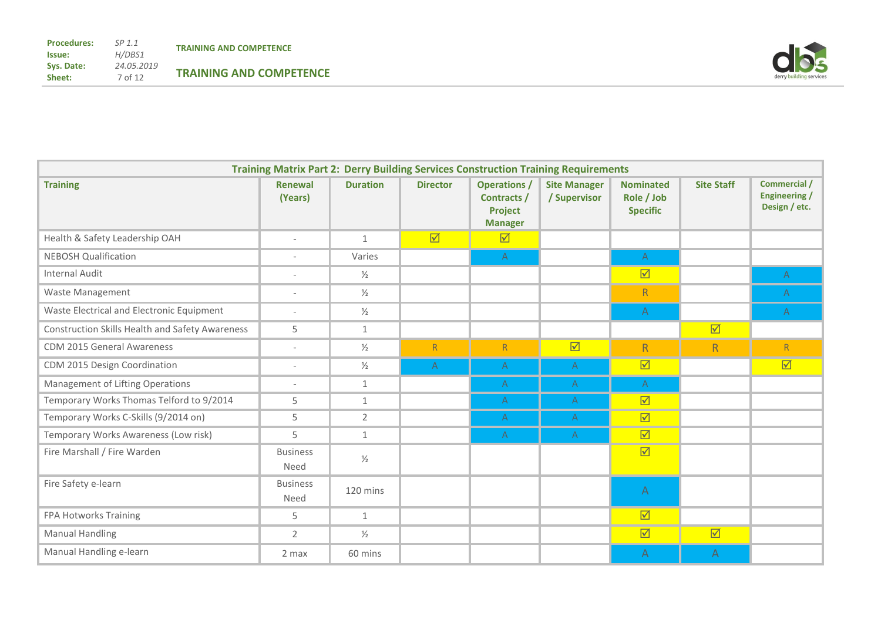| Training Matrix Part 2: Derry Building Services Construction Training Requirements | | | | | | | | |
|---|---|---|---|---|---|---|---|---|
| **Training** | **Renewal (Years)** | **Duration** | **Director** | **Operations / Contracts / Project Manager** | **Site Manager / Supervisor** | **Nominated Role / Job Specific** | **Site Staff** | **Commercial / Engineering / Design / etc.** |
| Health & Safety Leadership OAH | - | 1 | ☑ | ☑ | | | | |
| NEBOSH Qualification | - | Varies | | A | | A | | |
| Internal Audit | - | ½ | | | | ☑ | | A |
| Waste Management | - | ½ | | | | R | | A |
| Waste Electrical and Electronic Equipment | - | ½ | | | | A | | A |
| Construction Skills Health and Safety Awareness | 5 | 1 | | | | | ☑ | |
| CDM 2015 General Awareness | - | ½ | R | R | ☑ | R | R | R |
| CDM 2015 Design Coordination | - | ½ | A | A | A | ☑ | | ☑ |
| Management of Lifting Operations | - | 1 | | A | A | A | | |
| Temporary Works Thomas Telford to 9/2014 | 5 | 1 | | A | A | ☑ | | |
| Temporary Works C-Skills (9/2014 on) | 5 | 2 | | A | A | ☑ | | |
| Temporary Works Awareness (Low risk) | 5 | 1 | | A | A | ☑ | | |
| Fire Marshall / Fire Warden | Business Need | ½ | | | | ☑ | | |
| Fire Safety e-learn | Business Need | 120 mins | | | | A | | |
| FPA Hotworks Training | 5 | 1 | | | | ☑ | | |
| Manual Handling | 2 | ½ | | | | ☑ | ☑ | |
| Manual Handling e-learn | 2 max | 60 mins | | | | A | A | |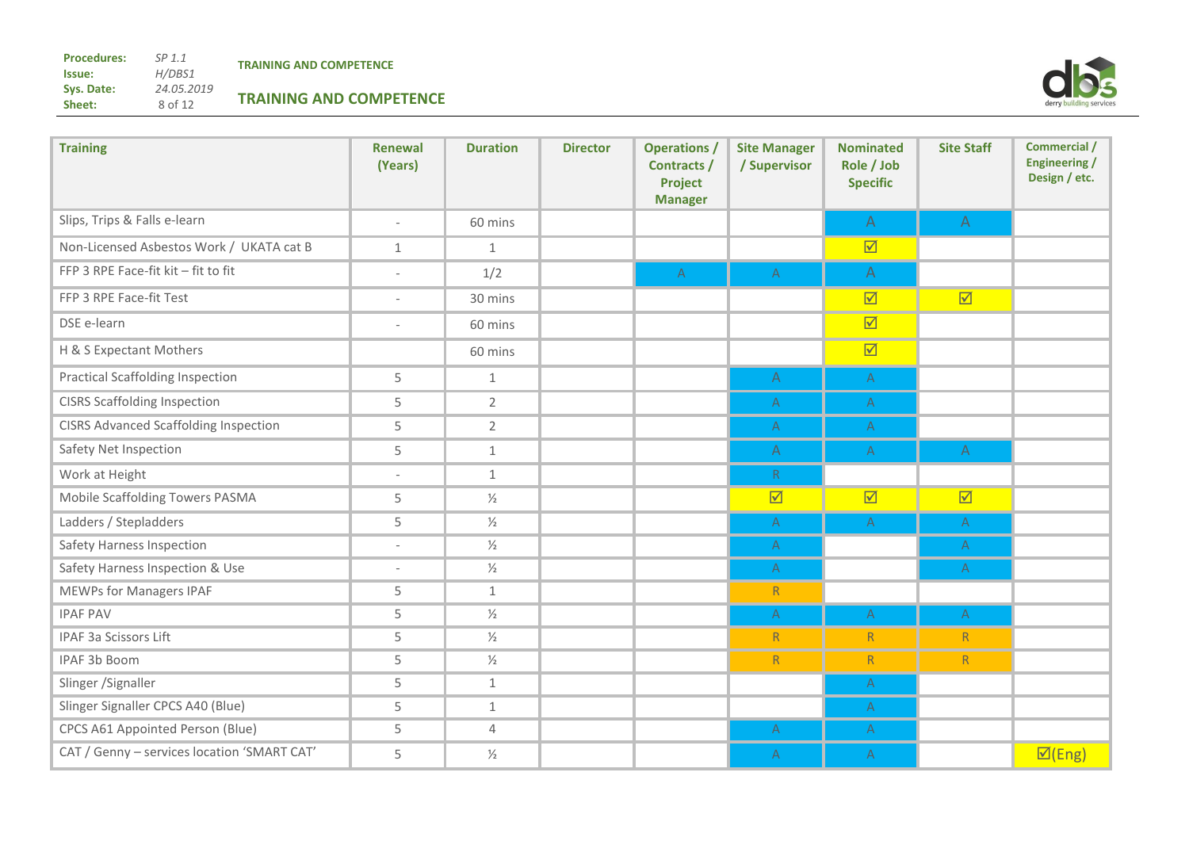| Training | Renewal (Years) | Duration | Director | Operations / Contracts / Project Manager | Site Manager / Supervisor | Nominated Role / Job Specific | Site Staff | Commercial / Engineering / Design / etc. |
|---|---|---|---|---|---|---|---|---|
| Slips, Trips & Falls e-learn | - | 60 mins | | | | A | A | |
| Non-Licensed Asbestos Work / UKATA cat B | 1 | 1 | | | | ☑ | | |
| FFP 3 RPE Face-fit kit – fit to fit | - | 1/2 | | A | A | A | | |
| FFP 3 RPE Face-fit Test | - | 30 mins | | | | ☑ | ☑ | |
| DSE e-learn | - | 60 mins | | | | ☑ | | |
| H & S Expectant Mothers | | 60 mins | | | | ☑ | | |
| Practical Scaffolding Inspection | 5 | 1 | | | A | A | | |
| CISRS Scaffolding Inspection | 5 | 2 | | | A | A | | |
| CISRS Advanced Scaffolding Inspection | 5 | 2 | | | A | A | | |
| Safety Net Inspection | 5 | 1 | | | A | A | A | |
| Work at Height | - | 1 | | | R | | | |
| Mobile Scaffolding Towers PASMA | 5 | ½ | | | ☑ | ☑ | ☑ | |
| Ladders / Stepladders | 5 | ½ | | | A | A | A | |
| Safety Harness Inspection | - | ½ | | | A | | A | |
| Safety Harness Inspection & Use | - | ½ | | | A | | A | |
| MEWPs for Managers IPAF | 5 | 1 | | | R | | | |
| IPAF PAV | 5 | ½ | | | A | A | A | |
| IPAF 3a Scissors Lift | 5 | ½ | | | R | R | R | |
| IPAF 3b Boom | 5 | ½ | | | R | R | R | |
| Slinger /Signaller | 5 | 1 | | | | A | | |
| Slinger Signaller CPCS A40 (Blue) | 5 | 1 | | | | A | | |
| CPCS A61 Appointed Person (Blue) | 5 | 4 | | | A | A | | |
| CAT / Genny – services location 'SMART CAT' | 5 | ½ | | | A | A | | ☑(Eng) |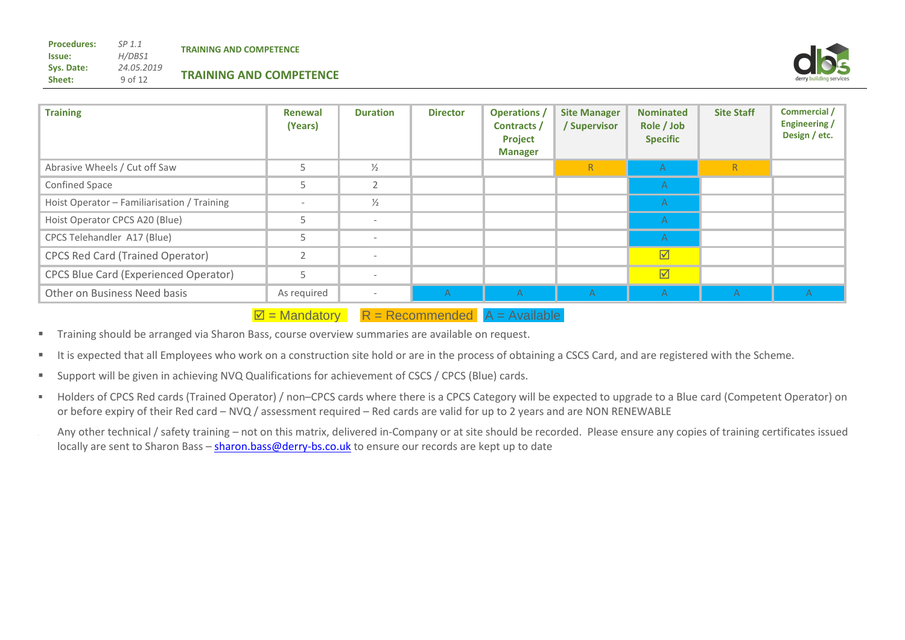| Training | Renewal (Years) | Duration | Director | Operations / Contracts / Project Manager | Site Manager / Supervisor | Nominated Role / Job Specific | Site Staff | Commercial / Engineering / Design / etc. |
|---|---|---|---|---|---|---|---|---|
| Abrasive Wheels / Cut off Saw | 5 | ½ | | | R | A | R | |
| Confined Space | 5 | 2 | | | | A | | |
| Hoist Operator – Familiarisation / Training | - | ½ | | | | A | | |
| Hoist Operator CPCS A20 (Blue) | 5 | - | | | | A | | |
| CPCS Telehandler A17 (Blue) | 5 | - | | | | A | | |
| CPCS Red Card (Trained Operator) | 2 | - | | | | ☑ | | |
| CPCS Blue Card (Experienced Operator) | 5 | - | | | | ☑ | | |
| Other on Business Need basis | As required | - | A | A | A | A | A | A |

☑ = Mandatory   R = Recommended   A = Available

- Training should be arranged via Sharon Bass, course overview summaries are available on request.
- It is expected that all Employees who work on a construction site hold or are in the process of obtaining a CSCS Card, and are registered with the Scheme.
- Support will be given in achieving NVQ Qualifications for achievement of CSCS / CPCS (Blue) cards.
- Holders of CPCS Red cards (Trained Operator) / non–CPCS cards where there is a CPCS Category will be expected to upgrade to a Blue card (Competent Operator) on or before expiry of their Red card – NVQ / assessment required – Red cards are valid for up to 2 years and are NON RENEWABLE

Any other technical / safety training – not on this matrix, delivered in-Company or at site should be recorded. Please ensure any copies of training certificates issued locally are sent to Sharon Bass – sharon.bass@derry-bs.co.uk to ensure our records are kept up to date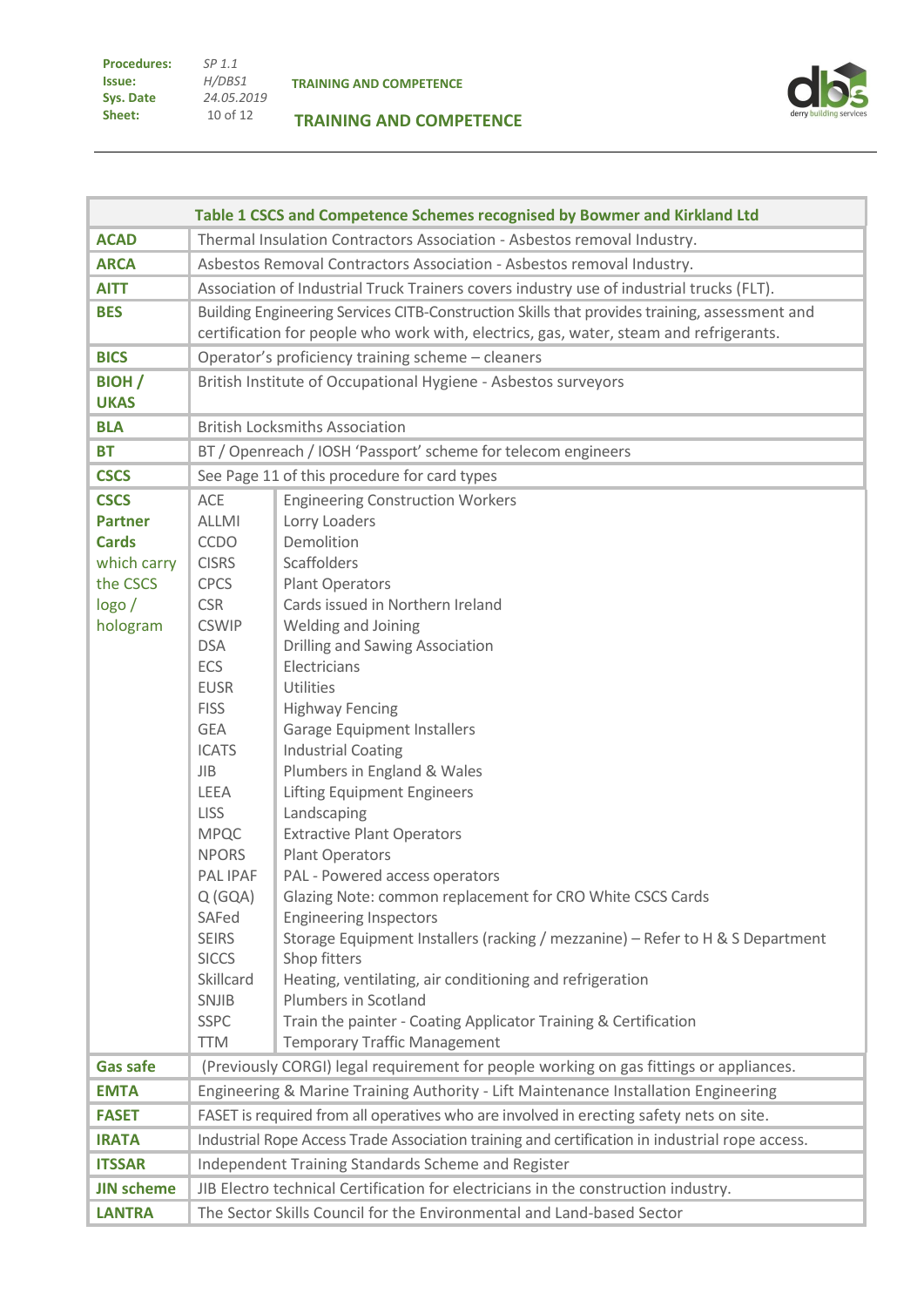| Table 1 CSCS and Competence Schemes recognised by Bowmer and Kirkland Ltd | | |
|---|---|---|
| **ACAD** | Thermal Insulation Contractors Association - Asbestos removal Industry. | |
| **ARCA** | Asbestos Removal Contractors Association - Asbestos removal Industry. | |
| **AITT** | Association of Industrial Truck Trainers covers industry use of industrial trucks (FLT). | |
| **BES** | Building Engineering Services CITB-Construction Skills that provides training, assessment and certification for people who work with, electrics, gas, water, steam and refrigerants. | |
| **BICS** | Operator's proficiency training scheme – cleaners | |
| **BIOH / UKAS** | British Institute of Occupational Hygiene - Asbestos surveyors | |
| **BLA** | British Locksmiths Association | |
| **BT** | BT / Openreach / IOSH 'Passport' scheme for telecom engineers | |
| **CSCS** | See Page 11 of this procedure for card types | |
| **CSCS Partner Cards** which carry the CSCS logo / hologram | ACE | Engineering Construction Workers |
| | ALLMI | Lorry Loaders |
| | CCDO | Demolition |
| | CISRS | Scaffolders |
| | CPCS | Plant Operators |
| | CSR | Cards issued in Northern Ireland |
| | CSWIP | Welding and Joining |
| | DSA | Drilling and Sawing Association |
| | ECS | Electricians |
| | EUSR | Utilities |
| | FISS | Highway Fencing |
| | GEA | Garage Equipment Installers |
| | ICATS | Industrial Coating |
| | JIB | Plumbers in England & Wales |
| | LEEA | Lifting Equipment Engineers |
| | LISS | Landscaping |
| | MPQC | Extractive Plant Operators |
| | NPORS | Plant Operators |
| | PAL IPAF | PAL - Powered access operators |
| | Q (GQA) | Glazing Note: common replacement for CRO White CSCS Cards |
| | SAFed | Engineering Inspectors |
| | SEIRS | Storage Equipment Installers (racking / mezzanine) – Refer to H & S Department |
| | SICCS | Shop fitters |
| | Skillcard | Heating, ventilating, air conditioning and refrigeration |
| | SNJIB | Plumbers in Scotland |
| | SSPC | Train the painter - Coating Applicator Training & Certification |
| | TTM | Temporary Traffic Management |
| **Gas safe** | (Previously CORGI) legal requirement for people working on gas fittings or appliances. | |
| **EMTA** | Engineering & Marine Training Authority - Lift Maintenance Installation Engineering | |
| **FASET** | FASET is required from all operatives who are involved in erecting safety nets on site. | |
| **IRATA** | Industrial Rope Access Trade Association training and certification in industrial rope access. | |
| **ITSSAR** | Independent Training Standards Scheme and Register | |
| **JIN scheme** | JIB Electro technical Certification for electricians in the construction industry. | |
| **LANTRA** | The Sector Skills Council for the Environmental and Land-based Sector | |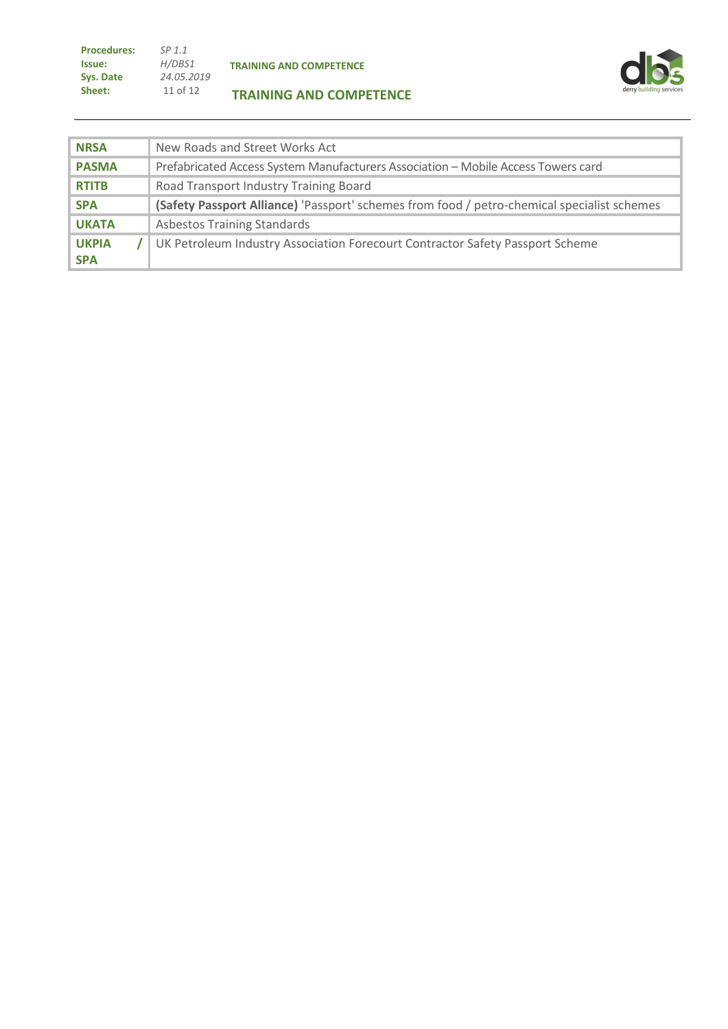| | |
|---|---|
| **NRSA** | New Roads and Street Works Act |
| **PASMA** | Prefabricated Access System Manufacturers Association – Mobile Access Towers card |
| **RTITB** | Road Transport Industry Training Board |
| **SPA** | **(Safety Passport Alliance)** 'Passport' schemes from food / petro-chemical specialist schemes |
| **UKATA** | Asbestos Training Standards |
| **UKPIA / SPA** | UK Petroleum Industry Association Forecourt Contractor Safety Passport Scheme |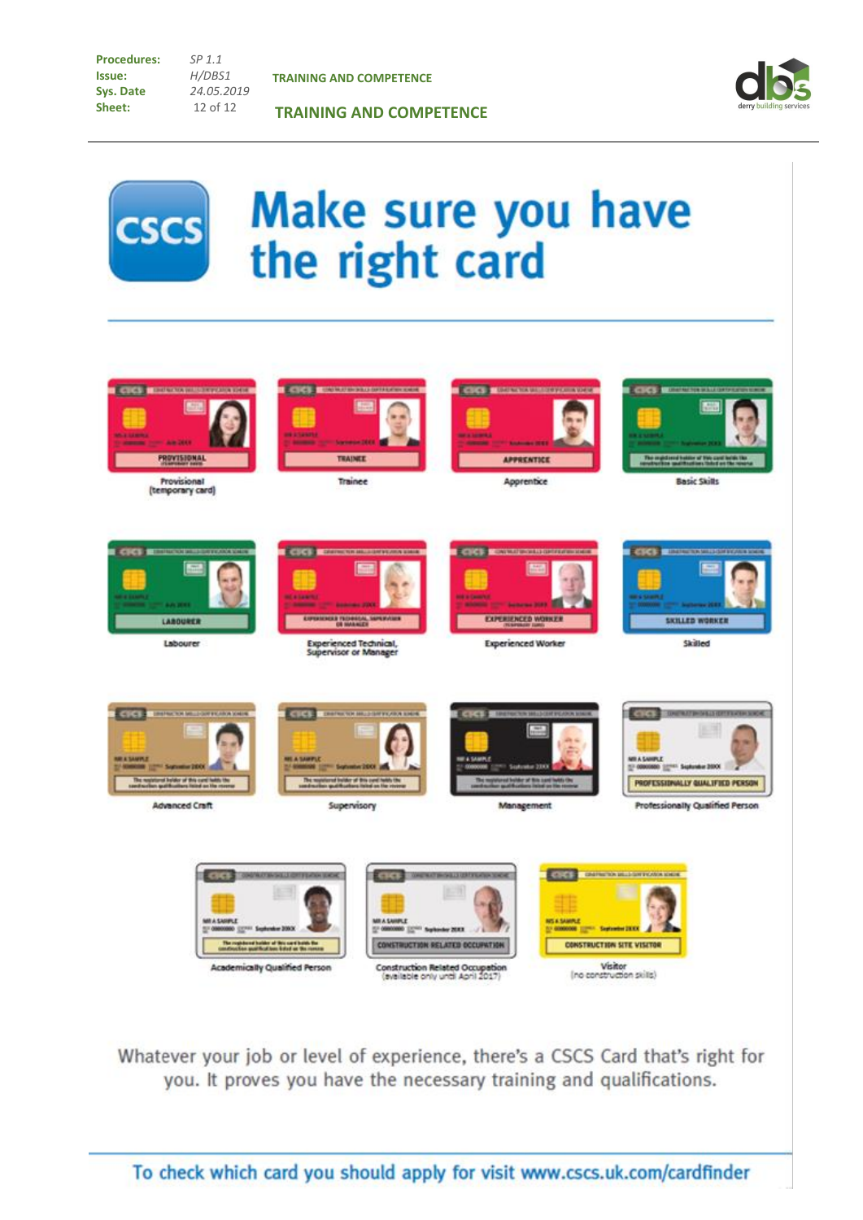# Make sure you have the right card

Provisional (temporary card)

Trainee

Apprentice

Basic Skills

Labourer

Experienced Technical, Supervisor or Manager

Experienced Worker

Skilled

Advanced Craft

Supervisory

Management

Professionally Qualified Person

Academically Qualified Person

Construction Related Occupation (available only until April 2017)

Visitor (no construction skills)

Whatever your job or level of experience, there's a CSCS Card that's right for you. It proves you have the necessary training and qualifications.

To check which card you should apply for visit www.cscs.uk.com/cardfinder